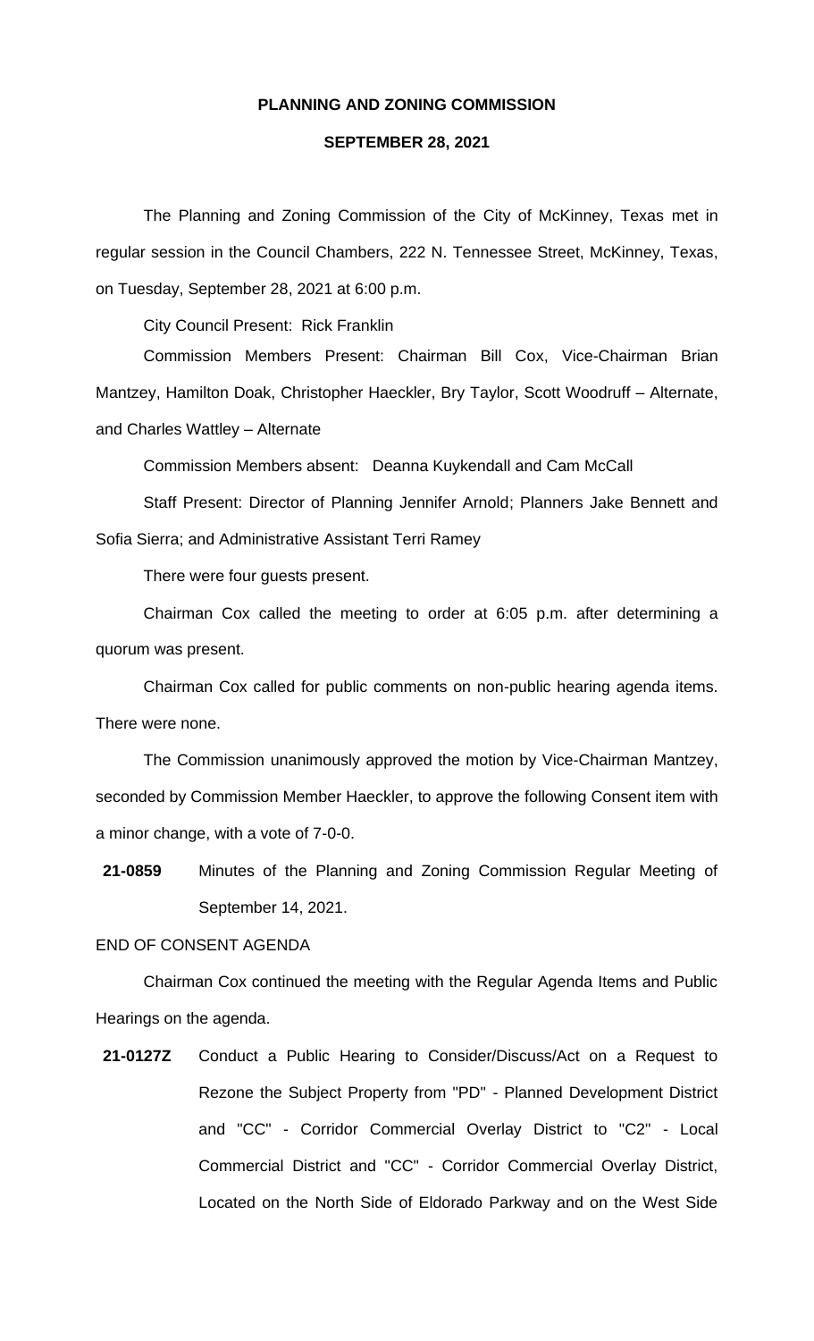**PLANNING AND ZONING COMMISSION**

**SEPTEMBER 28, 2021**

The Planning and Zoning Commission of the City of McKinney, Texas met in regular session in the Council Chambers, 222 N. Tennessee Street, McKinney, Texas, on Tuesday, September 28, 2021 at 6:00 p.m.

City Council Present: Rick Franklin

Commission Members Present: Chairman Bill Cox, Vice-Chairman Brian Mantzey, Hamilton Doak, Christopher Haeckler, Bry Taylor, Scott Woodruff – Alternate, and Charles Wattley – Alternate

Commission Members absent: Deanna Kuykendall and Cam McCall

Staff Present: Director of Planning Jennifer Arnold; Planners Jake Bennett and Sofia Sierra; and Administrative Assistant Terri Ramey

There were four guests present.

Chairman Cox called the meeting to order at 6:05 p.m. after determining a quorum was present.

Chairman Cox called for public comments on non-public hearing agenda items. There were none.

The Commission unanimously approved the motion by Vice-Chairman Mantzey, seconded by Commission Member Haeckler, to approve the following Consent item with a minor change, with a vote of 7-0-0.

**21-0859** Minutes of the Planning and Zoning Commission Regular Meeting of September 14, 2021.

END OF CONSENT AGENDA

Chairman Cox continued the meeting with the Regular Agenda Items and Public Hearings on the agenda.

**21-0127Z** Conduct a Public Hearing to Consider/Discuss/Act on a Request to Rezone the Subject Property from "PD" - Planned Development District and "CC" - Corridor Commercial Overlay District to "C2" - Local Commercial District and "CC" - Corridor Commercial Overlay District, Located on the North Side of Eldorado Parkway and on the West Side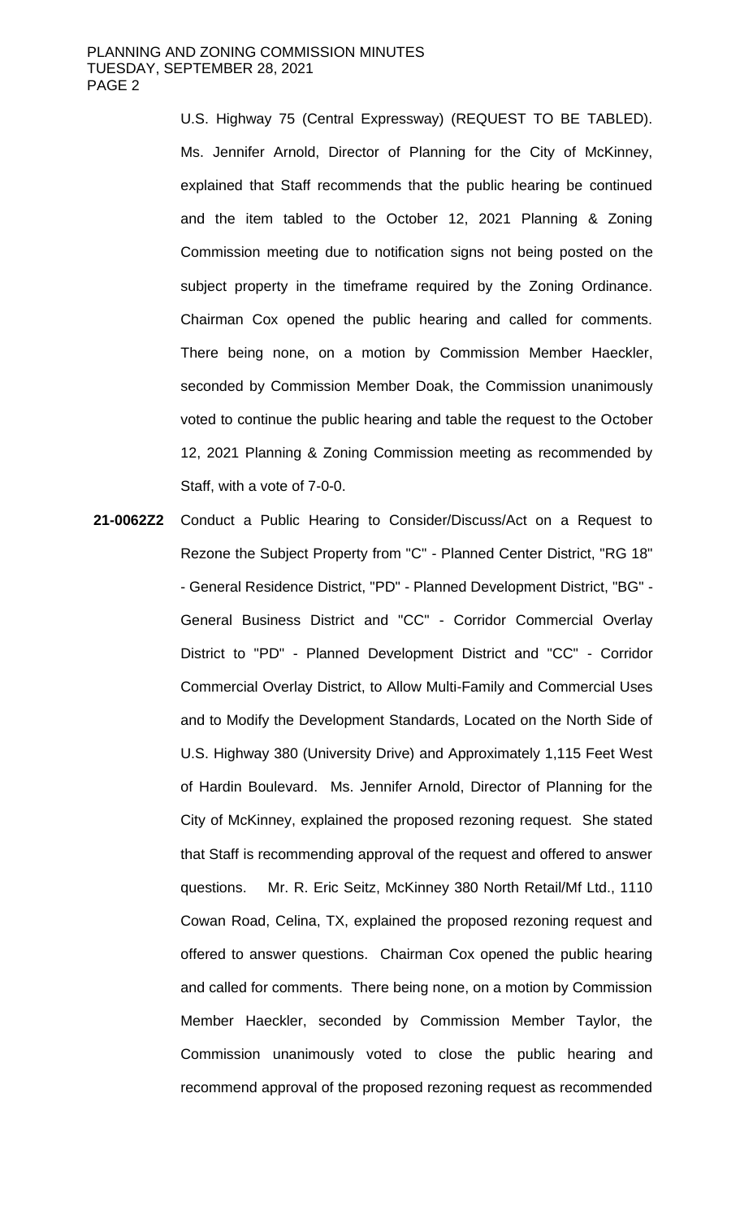U.S. Highway 75 (Central Expressway) (REQUEST TO BE TABLED). Ms. Jennifer Arnold, Director of Planning for the City of McKinney, explained that Staff recommends that the public hearing be continued and the item tabled to the October 12, 2021 Planning & Zoning Commission meeting due to notification signs not being posted on the subject property in the timeframe required by the Zoning Ordinance. Chairman Cox opened the public hearing and called for comments. There being none, on a motion by Commission Member Haeckler, seconded by Commission Member Doak, the Commission unanimously voted to continue the public hearing and table the request to the October 12, 2021 Planning & Zoning Commission meeting as recommended by Staff, with a vote of 7-0-0.

**21-0062Z2** Conduct a Public Hearing to Consider/Discuss/Act on a Request to Rezone the Subject Property from "C" - Planned Center District, "RG 18" - General Residence District, "PD" - Planned Development District, "BG" - General Business District and "CC" - Corridor Commercial Overlay District to "PD" - Planned Development District and "CC" - Corridor Commercial Overlay District, to Allow Multi-Family and Commercial Uses and to Modify the Development Standards, Located on the North Side of U.S. Highway 380 (University Drive) and Approximately 1,115 Feet West of Hardin Boulevard. Ms. Jennifer Arnold, Director of Planning for the City of McKinney, explained the proposed rezoning request. She stated that Staff is recommending approval of the request and offered to answer questions. Mr. R. Eric Seitz, McKinney 380 North Retail/Mf Ltd., 1110 Cowan Road, Celina, TX, explained the proposed rezoning request and offered to answer questions. Chairman Cox opened the public hearing and called for comments. There being none, on a motion by Commission Member Haeckler, seconded by Commission Member Taylor, the Commission unanimously voted to close the public hearing and recommend approval of the proposed rezoning request as recommended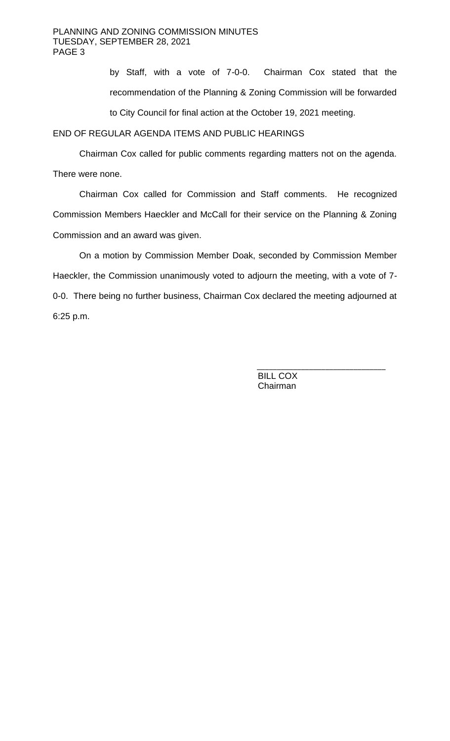by Staff, with a vote of 7-0-0. Chairman Cox stated that the recommendation of the Planning & Zoning Commission will be forwarded to City Council for final action at the October 19, 2021 meeting.

END OF REGULAR AGENDA ITEMS AND PUBLIC HEARINGS

Chairman Cox called for public comments regarding matters not on the agenda. There were none.

Chairman Cox called for Commission and Staff comments. He recognized Commission Members Haeckler and McCall for their service on the Planning & Zoning Commission and an award was given.

On a motion by Commission Member Doak, seconded by Commission Member Haeckler, the Commission unanimously voted to adjourn the meeting, with a vote of 7-0-0. There being no further business, Chairman Cox declared the meeting adjourned at 6:25 p.m.

\_\_\_\_\_\_\_\_\_\_\_\_\_\_\_\_\_\_\_\_\_\_\_\_\_\_
BILL COX
Chairman